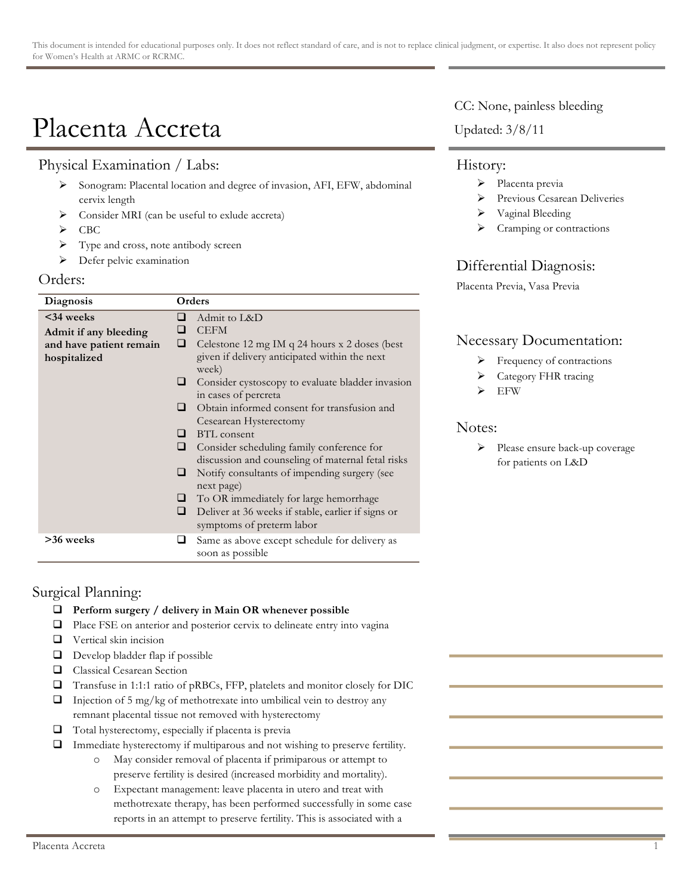This document is intended for educational purposes only. It does not reflect standard of care, and is not to replace clinical judgment, or expertise. It also does not represent policy for Women's Health at ARMC or RCRMC.

# Placenta Accreta

CC: None, painless bleeding

Updated: 3/8/11

## Physical Examination / Labs:

- Sonogram: Placental location and degree of invasion, AFI, EFW, abdominal cervix length
- Consider MRI (can be useful to exlude accreta)
- CBC
- Type and cross, note antibody screen
- Defer pelvic examination

## Orders:

| Diagnosis | Orders |
|---|---|
| **<34 weeks** **Admit if any bleeding and have patient remain hospitalized** | ❑ Admit to L&D ❑ CEFM ❑ Celestone 12 mg IM q 24 hours x 2 doses (best given if delivery anticipated within the next week) ❑ Consider cystoscopy to evaluate bladder invasion in cases of percreta ❑ Obtain informed consent for transfusion and Cesarean Hysterectomy ❑ BTL consent ❑ Consider scheduling family conference for discussion and counseling of maternal fetal risks ❑ Notify consultants of impending surgery (see next page) ❑ To OR immediately for large hemorrhage ❑ Deliver at 36 weeks if stable, earlier if signs or symptoms of preterm labor |
| **>36 weeks** | ❑ Same as above except schedule for delivery as soon as possible |

## Surgical Planning:

- ❑ **Perform surgery / delivery in Main OR whenever possible**
- ❑ Place FSE on anterior and posterior cervix to delineate entry into vagina
- ❑ Vertical skin incision
- ❑ Develop bladder flap if possible
- ❑ Classical Cesarean Section
- ❑ Transfuse in 1:1:1 ratio of pRBCs, FFP, platelets and monitor closely for DIC
- ❑ Injection of 5 mg/kg of methotrexate into umbilical vein to destroy any remnant placental tissue not removed with hysterectomy
- ❑ Total hysterectomy, especially if placenta is previa
- ❑ Immediate hysterectomy if multiparous and not wishing to preserve fertility.
  - May consider removal of placenta if primiparous or attempt to preserve fertility is desired (increased morbidity and mortality).
  - Expectant management: leave placenta in utero and treat with methotrexate therapy, has been performed successfully in some case reports in an attempt to preserve fertility. This is associated with a

## History:

- Placenta previa
- Previous Cesarean Deliveries
- Vaginal Bleeding
- Cramping or contractions

## Differential Diagnosis:

Placenta Previa, Vasa Previa

## Necessary Documentation:

- Frequency of contractions
- Category FHR tracing
- EFW

## Notes:

- Please ensure back-up coverage for patients on L&D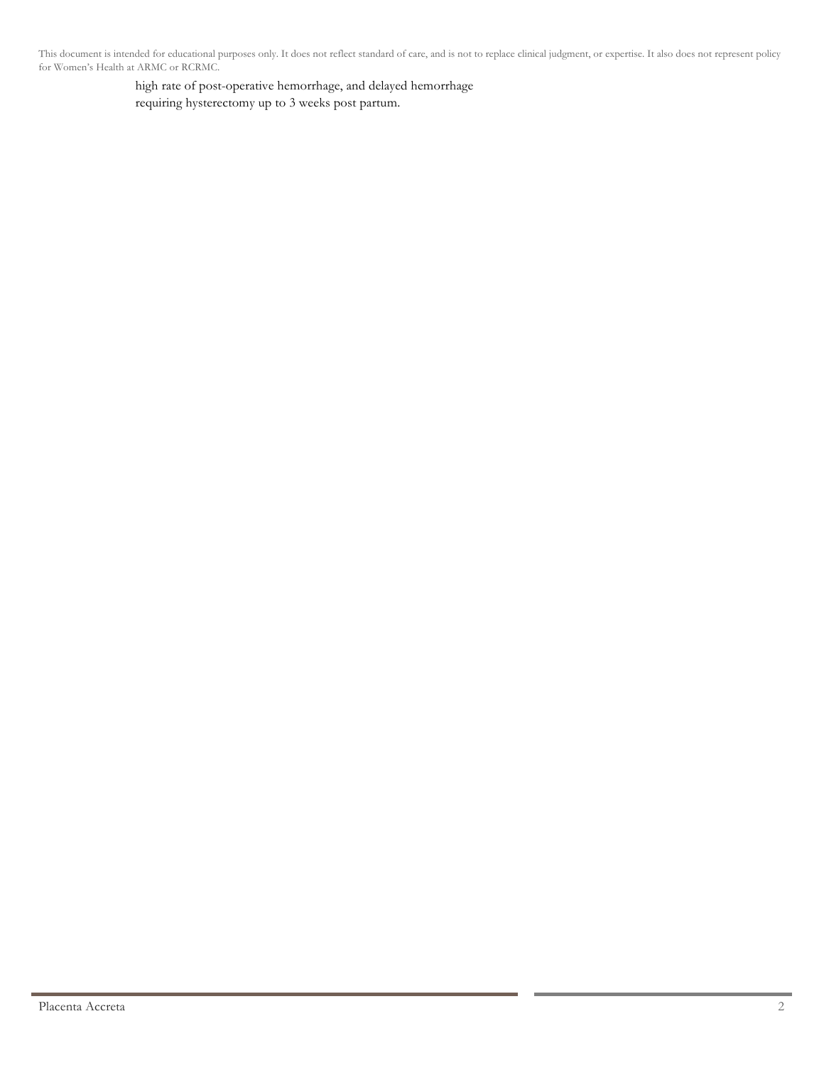high rate of post-operative hemorrhage, and delayed hemorrhage requiring hysterectomy up to 3 weeks post partum.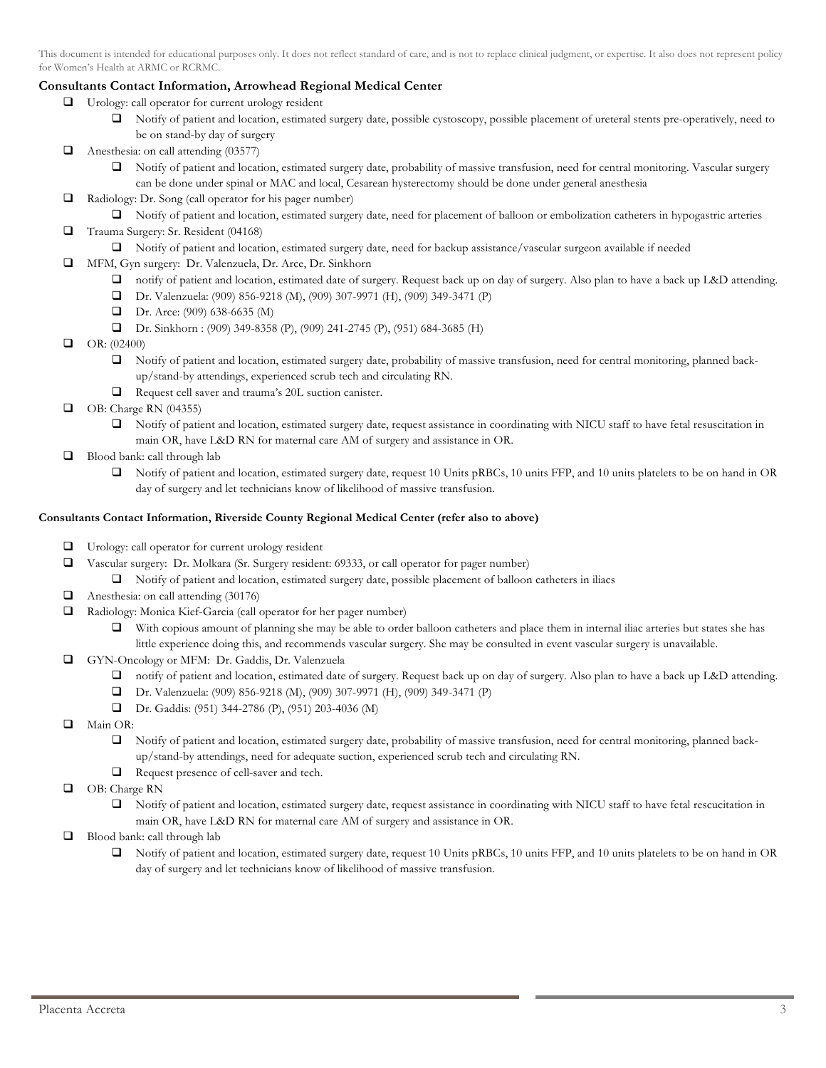This document is intended for educational purposes only. It does not reflect standard of care, and is not to replace clinical judgment, or expertise. It also does not represent policy for Women's Health at ARMC or RCRMC.

**Consultants Contact Information, Arrowhead Regional Medical Center**

- Urology: call operator for current urology resident
  - Notify of patient and location, estimated surgery date, possible cystoscopy, possible placement of ureteral stents pre-operatively, need to be on stand-by day of surgery
- Anesthesia: on call attending (03577)
  - Notify of patient and location, estimated surgery date, probability of massive transfusion, need for central monitoring. Vascular surgery can be done under spinal or MAC and local, Cesarean hysterectomy should be done under general anesthesia
- Radiology: Dr. Song (call operator for his pager number)
  - Notify of patient and location, estimated surgery date, need for placement of balloon or embolization catheters in hypogastric arteries
- Trauma Surgery: Sr. Resident (04168)
  - Notify of patient and location, estimated surgery date, need for backup assistance/vascular surgeon available if needed
- MFM, Gyn surgery: Dr. Valenzuela, Dr. Arce, Dr. Sinkhorn
  - notify of patient and location, estimated date of surgery. Request back up on day of surgery. Also plan to have a back up L&D attending.
  - Dr. Valenzuela: (909) 856-9218 (M), (909) 307-9971 (H), (909) 349-3471 (P)
  - Dr. Arce: (909) 638-6635 (M)
  - Dr. Sinkhorn : (909) 349-8358 (P), (909) 241-2745 (P), (951) 684-3685 (H)
- OR: (02400)
  - Notify of patient and location, estimated surgery date, probability of massive transfusion, need for central monitoring, planned back-up/stand-by attendings, experienced scrub tech and circulating RN.
  - Request cell saver and trauma's 20L suction canister.
- OB: Charge RN (04355)
  - Notify of patient and location, estimated surgery date, request assistance in coordinating with NICU staff to have fetal resuscitation in main OR, have L&D RN for maternal care AM of surgery and assistance in OR.
- Blood bank: call through lab
  - Notify of patient and location, estimated surgery date, request 10 Units pRBCs, 10 units FFP, and 10 units platelets to be on hand in OR day of surgery and let technicians know of likelihood of massive transfusion.

**Consultants Contact Information, Riverside County Regional Medical Center (refer also to above)**

- Urology: call operator for current urology resident
- Vascular surgery: Dr. Molkara (Sr. Surgery resident: 69333, or call operator for pager number)
  - Notify of patient and location, estimated surgery date, possible placement of balloon catheters in iliacs
- Anesthesia: on call attending (30176)
- Radiology: Monica Kief-Garcia (call operator for her pager number)
  - With copious amount of planning she may be able to order balloon catheters and place them in internal iliac arteries but states she has little experience doing this, and recommends vascular surgery. She may be consulted in event vascular surgery is unavailable.
- GYN-Oncology or MFM: Dr. Gaddis, Dr. Valenzuela
  - notify of patient and location, estimated date of surgery. Request back up on day of surgery. Also plan to have a back up L&D attending.
  - Dr. Valenzuela: (909) 856-9218 (M), (909) 307-9971 (H), (909) 349-3471 (P)
  - Dr. Gaddis: (951) 344-2786 (P), (951) 203-4036 (M)
- Main OR:
  - Notify of patient and location, estimated surgery date, probability of massive transfusion, need for central monitoring, planned back-up/stand-by attendings, need for adequate suction, experienced scrub tech and circulating RN.
  - Request presence of cell-saver and tech.
- OB: Charge RN
  - Notify of patient and location, estimated surgery date, request assistance in coordinating with NICU staff to have fetal rescucitation in main OR, have L&D RN for maternal care AM of surgery and assistance in OR.
- Blood bank: call through lab
  - Notify of patient and location, estimated surgery date, request 10 Units pRBCs, 10 units FFP, and 10 units platelets to be on hand in OR day of surgery and let technicians know of likelihood of massive transfusion.